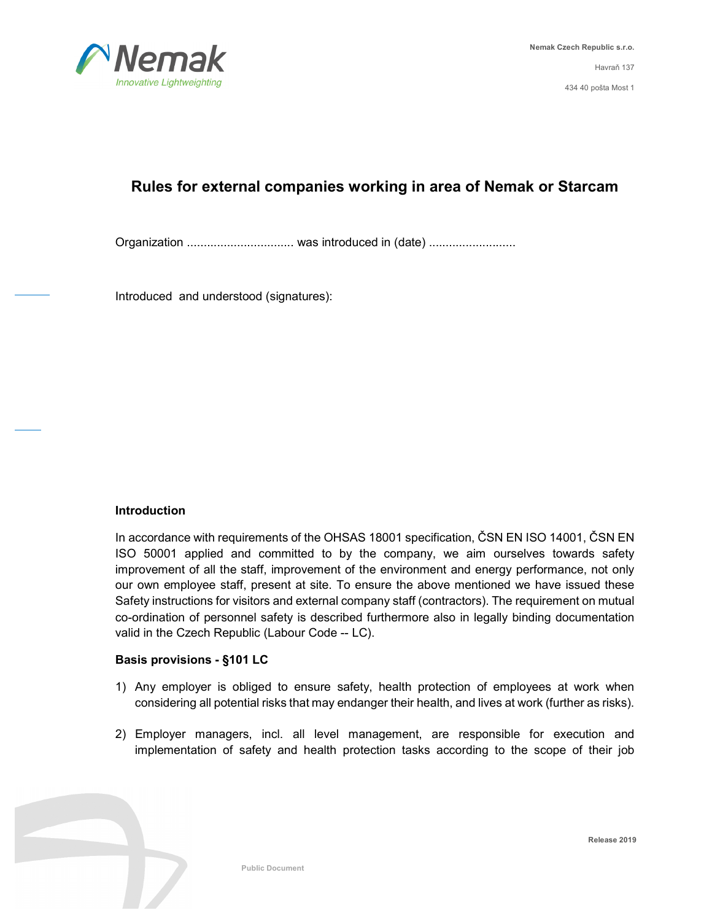Nemak Czech Republic s.r.o.

Havraň 137

434 40 pošta Most 1

# Rules for external companies working in area of Nemak or Starcam

Organization ................................ was introduced in (date) ..........................

Introduced and understood (signatures):

## Introduction

In accordance with requirements of the OHSAS 18001 specification, ČSN EN ISO 14001, ČSN EN ISO 50001 applied and committed to by the company, we aim ourselves towards safety improvement of all the staff, improvement of the environment and energy performance, not only our own employee staff, present at site. To ensure the above mentioned we have issued these Safety instructions for visitors and external company staff (contractors). The requirement on mutual co-ordination of personnel safety is described furthermore also in legally binding documentation valid in the Czech Republic (Labour Code -- LC).

### Basis provisions - §101 LC

1) Any employer is obliged to ensure safety, health protection of employees at work when considering all potential risks that may endanger their health, and lives at work (further as risks).

2) Employer managers, incl. all level management, are responsible for execution and implementation of safety and health protection tasks according to the scope of their job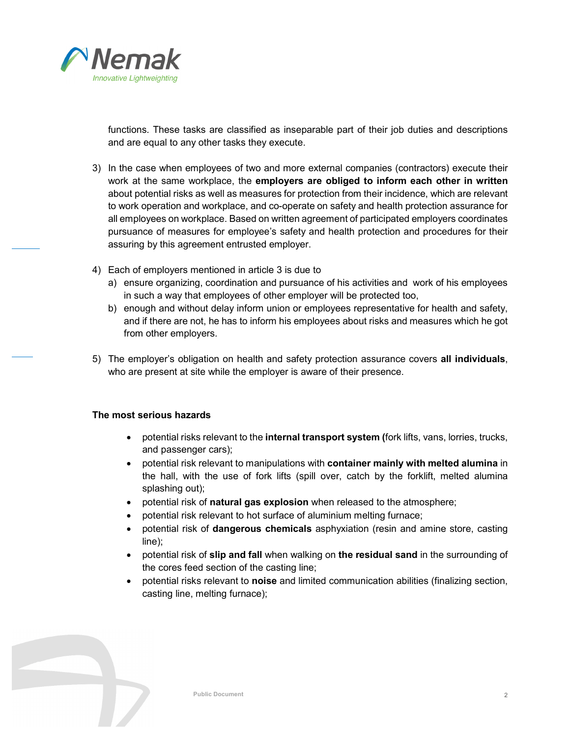functions. These tasks are classified as inseparable part of their job duties and descriptions and are equal to any other tasks they execute.

3) In the case when employees of two and more external companies (contractors) execute their work at the same workplace, the **employers are obliged to inform each other in written** about potential risks as well as measures for protection from their incidence, which are relevant to work operation and workplace, and co-operate on safety and health protection assurance for all employees on workplace. Based on written agreement of participated employers coordinates pursuance of measures for employee's safety and health protection and procedures for their assuring by this agreement entrusted employer.

4) Each of employers mentioned in article 3 is due to
   a) ensure organizing, coordination and pursuance of his activities and work of his employees in such a way that employees of other employer will be protected too,
   b) enough and without delay inform union or employees representative for health and safety, and if there are not, he has to inform his employees about risks and measures which he got from other employers.

5) The employer's obligation on health and safety protection assurance covers **all individuals**, who are present at site while the employer is aware of their presence.

**The most serious hazards**

- potential risks relevant to the **internal transport system (**fork lifts, vans, lorries, trucks, and passenger cars);
- potential risk relevant to manipulations with **container mainly with melted alumina** in the hall, with the use of fork lifts (spill over, catch by the forklift, melted alumina splashing out);
- potential risk of **natural gas explosion** when released to the atmosphere;
- potential risk relevant to hot surface of aluminium melting furnace;
- potential risk of **dangerous chemicals** asphyxiation (resin and amine store, casting line);
- potential risk of **slip and fall** when walking on **the residual sand** in the surrounding of the cores feed section of the casting line;
- potential risks relevant to **noise** and limited communication abilities (finalizing section, casting line, melting furnace);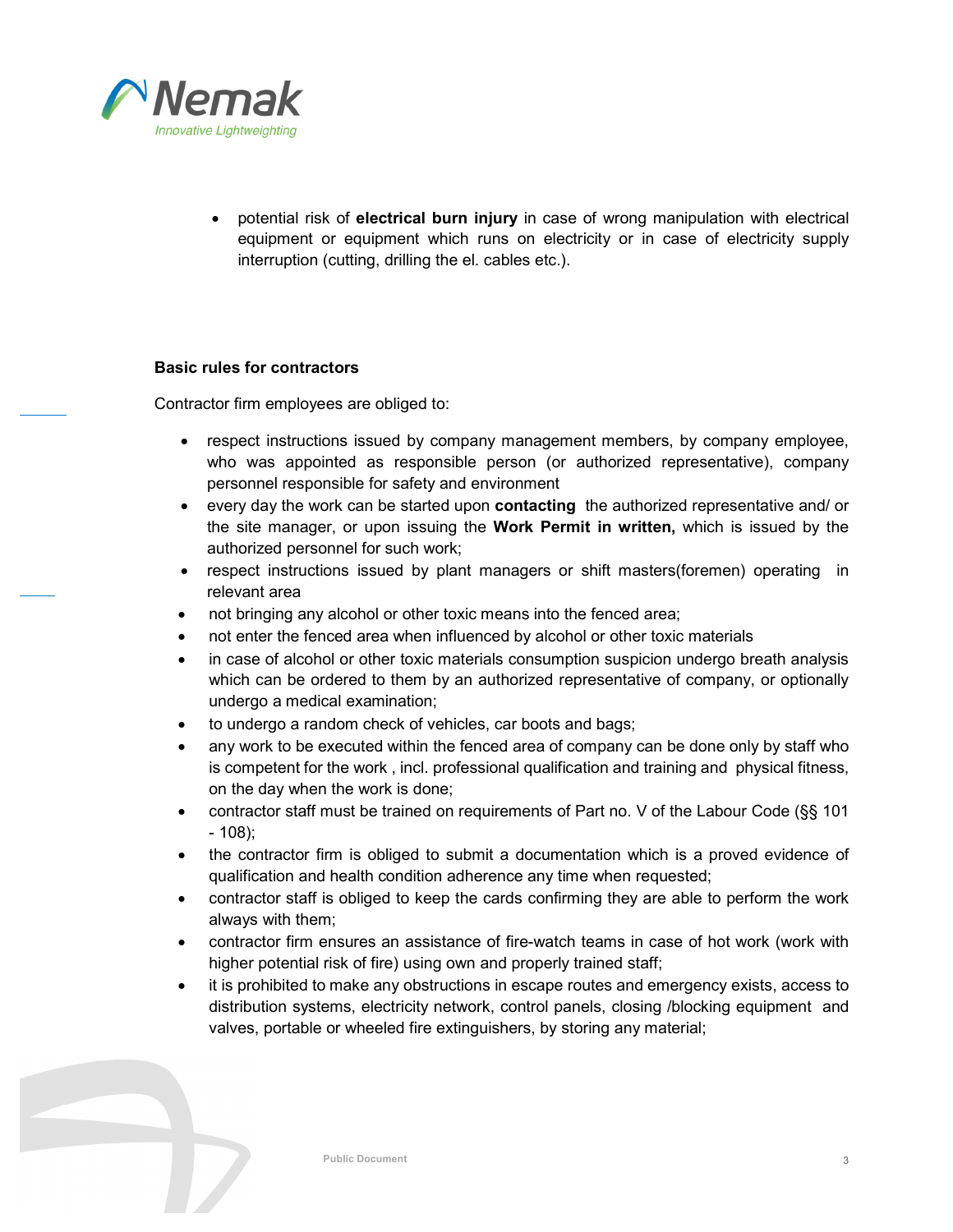- potential risk of **electrical burn injury** in case of wrong manipulation with electrical equipment or equipment which runs on electricity or in case of electricity supply interruption (cutting, drilling the el. cables etc.).

**Basic rules for contractors**

Contractor firm employees are obliged to:

- respect instructions issued by company management members, by company employee, who was appointed as responsible person (or authorized representative), company personnel responsible for safety and environment
- every day the work can be started upon **contacting** the authorized representative and/ or the site manager, or upon issuing the **Work Permit in written,** which is issued by the authorized personnel for such work;
- respect instructions issued by plant managers or shift masters(foremen) operating in relevant area
- not bringing any alcohol or other toxic means into the fenced area;
- not enter the fenced area when influenced by alcohol or other toxic materials
- in case of alcohol or other toxic materials consumption suspicion undergo breath analysis which can be ordered to them by an authorized representative of company, or optionally undergo a medical examination;
- to undergo a random check of vehicles, car boots and bags;
- any work to be executed within the fenced area of company can be done only by staff who is competent for the work , incl. professional qualification and training and physical fitness, on the day when the work is done;
- contractor staff must be trained on requirements of Part no. V of the Labour Code (§§ 101 - 108);
- the contractor firm is obliged to submit a documentation which is a proved evidence of qualification and health condition adherence any time when requested;
- contractor staff is obliged to keep the cards confirming they are able to perform the work always with them;
- contractor firm ensures an assistance of fire-watch teams in case of hot work (work with higher potential risk of fire) using own and properly trained staff;
- it is prohibited to make any obstructions in escape routes and emergency exists, access to distribution systems, electricity network, control panels, closing /blocking equipment and valves, portable or wheeled fire extinguishers, by storing any material;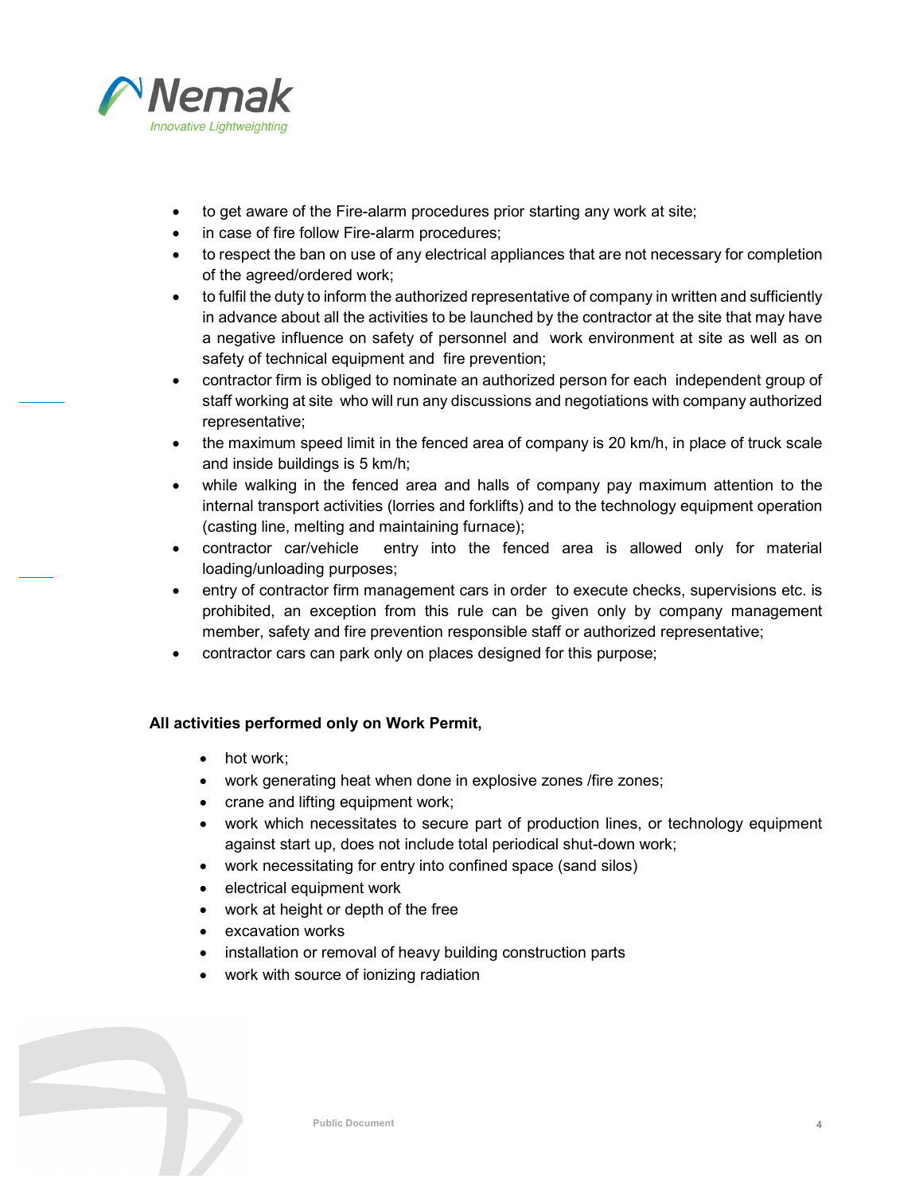- to get aware of the Fire-alarm procedures prior starting any work at site;
- in case of fire follow Fire-alarm procedures;
- to respect the ban on use of any electrical appliances that are not necessary for completion of the agreed/ordered work;
- to fulfil the duty to inform the authorized representative of company in written and sufficiently in advance about all the activities to be launched by the contractor at the site that may have a negative influence on safety of personnel and work environment at site as well as on safety of technical equipment and fire prevention;
- contractor firm is obliged to nominate an authorized person for each independent group of staff working at site who will run any discussions and negotiations with company authorized representative;
- the maximum speed limit in the fenced area of company is 20 km/h, in place of truck scale and inside buildings is 5 km/h;
- while walking in the fenced area and halls of company pay maximum attention to the internal transport activities (lorries and forklifts) and to the technology equipment operation (casting line, melting and maintaining furnace);
- contractor car/vehicle entry into the fenced area is allowed only for material loading/unloading purposes;
- entry of contractor firm management cars in order to execute checks, supervisions etc. is prohibited, an exception from this rule can be given only by company management member, safety and fire prevention responsible staff or authorized representative;
- contractor cars can park only on places designed for this purpose;

**All activities performed only on Work Permit,**

- hot work;
- work generating heat when done in explosive zones /fire zones;
- crane and lifting equipment work;
- work which necessitates to secure part of production lines, or technology equipment against start up, does not include total periodical shut-down work;
- work necessitating for entry into confined space (sand silos)
- electrical equipment work
- work at height or depth of the free
- excavation works
- installation or removal of heavy building construction parts
- work with source of ionizing radiation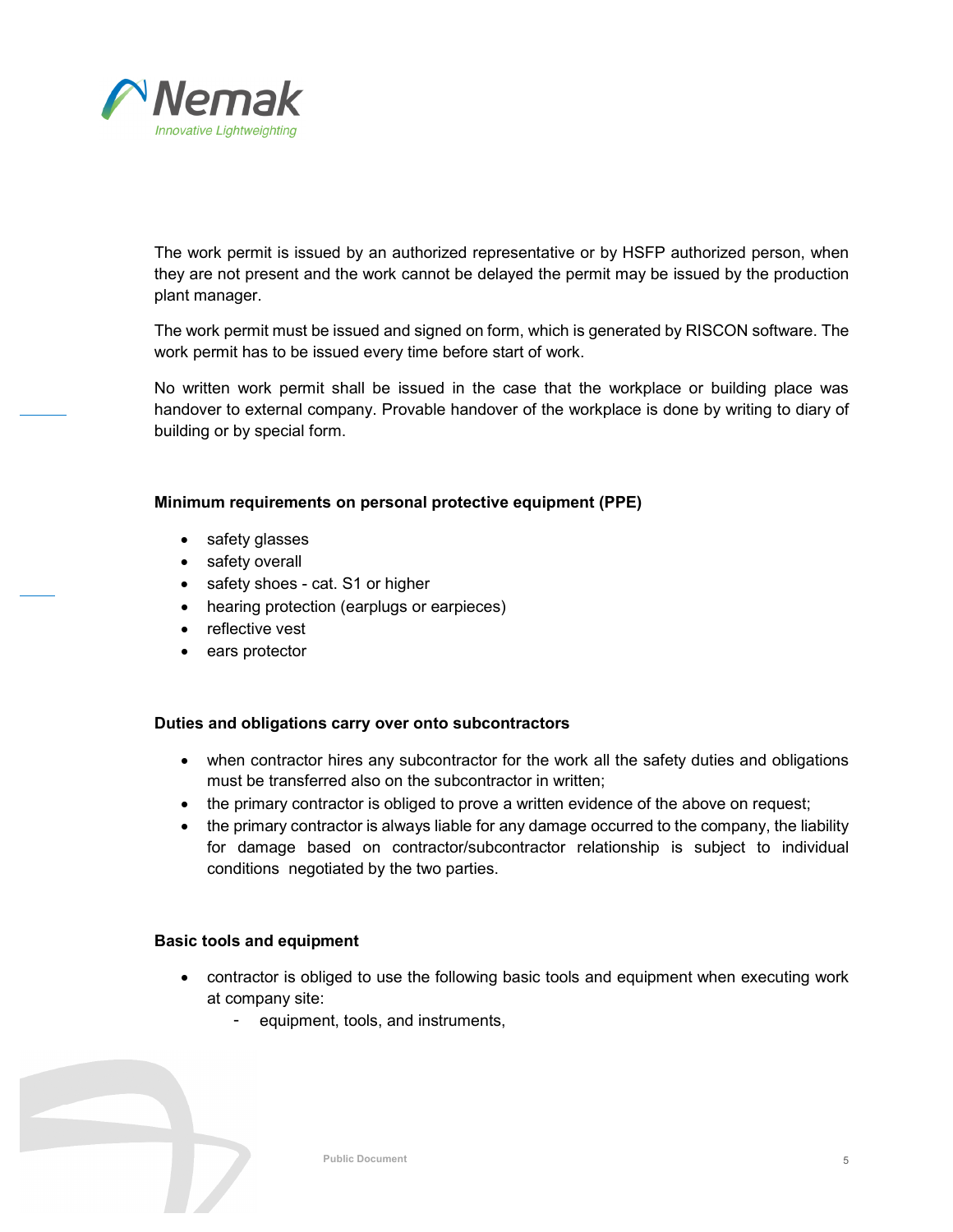The work permit is issued by an authorized representative or by HSFP authorized person, when they are not present and the work cannot be delayed the permit may be issued by the production plant manager.

The work permit must be issued and signed on form, which is generated by RISCON software. The work permit has to be issued every time before start of work.

No written work permit shall be issued in the case that the workplace or building place was handover to external company. Provable handover of the workplace is done by writing to diary of building or by special form.

**Minimum requirements on personal protective equipment (PPE)**

- safety glasses
- safety overall
- safety shoes - cat. S1 or higher
- hearing protection (earplugs or earpieces)
- reflective vest
- ears protector

**Duties and obligations carry over onto subcontractors**

- when contractor hires any subcontractor for the work all the safety duties and obligations must be transferred also on the subcontractor in written;
- the primary contractor is obliged to prove a written evidence of the above on request;
- the primary contractor is always liable for any damage occurred to the company, the liability for damage based on contractor/subcontractor relationship is subject to individual conditions negotiated by the two parties.

**Basic tools and equipment**

- contractor is obliged to use the following basic tools and equipment when executing work at company site:
  - equipment, tools, and instruments,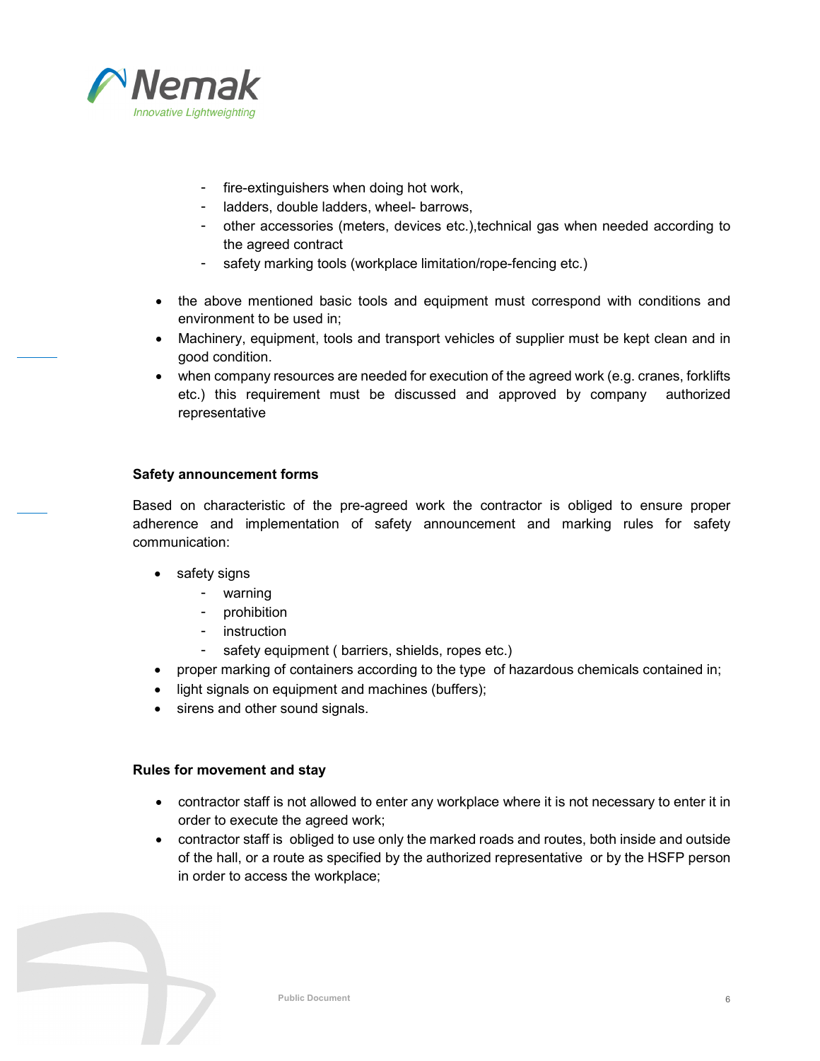- fire-extinguishers when doing hot work,
  - ladders, double ladders, wheel- barrows,
  - other accessories (meters, devices etc.),technical gas when needed according to the agreed contract
  - safety marking tools (workplace limitation/rope-fencing etc.)

- the above mentioned basic tools and equipment must correspond with conditions and environment to be used in;
- Machinery, equipment, tools and transport vehicles of supplier must be kept clean and in good condition.
- when company resources are needed for execution of the agreed work (e.g. cranes, forklifts etc.) this requirement must be discussed and approved by company authorized representative

**Safety announcement forms**

Based on characteristic of the pre-agreed work the contractor is obliged to ensure proper adherence and implementation of safety announcement and marking rules for safety communication:

- safety signs
  - warning
  - prohibition
  - instruction
  - safety equipment ( barriers, shields, ropes etc.)
- proper marking of containers according to the type of hazardous chemicals contained in;
- light signals on equipment and machines (buffers);
- sirens and other sound signals.

**Rules for movement and stay**

- contractor staff is not allowed to enter any workplace where it is not necessary to enter it in order to execute the agreed work;
- contractor staff is obliged to use only the marked roads and routes, both inside and outside of the hall, or a route as specified by the authorized representative or by the HSFP person in order to access the workplace;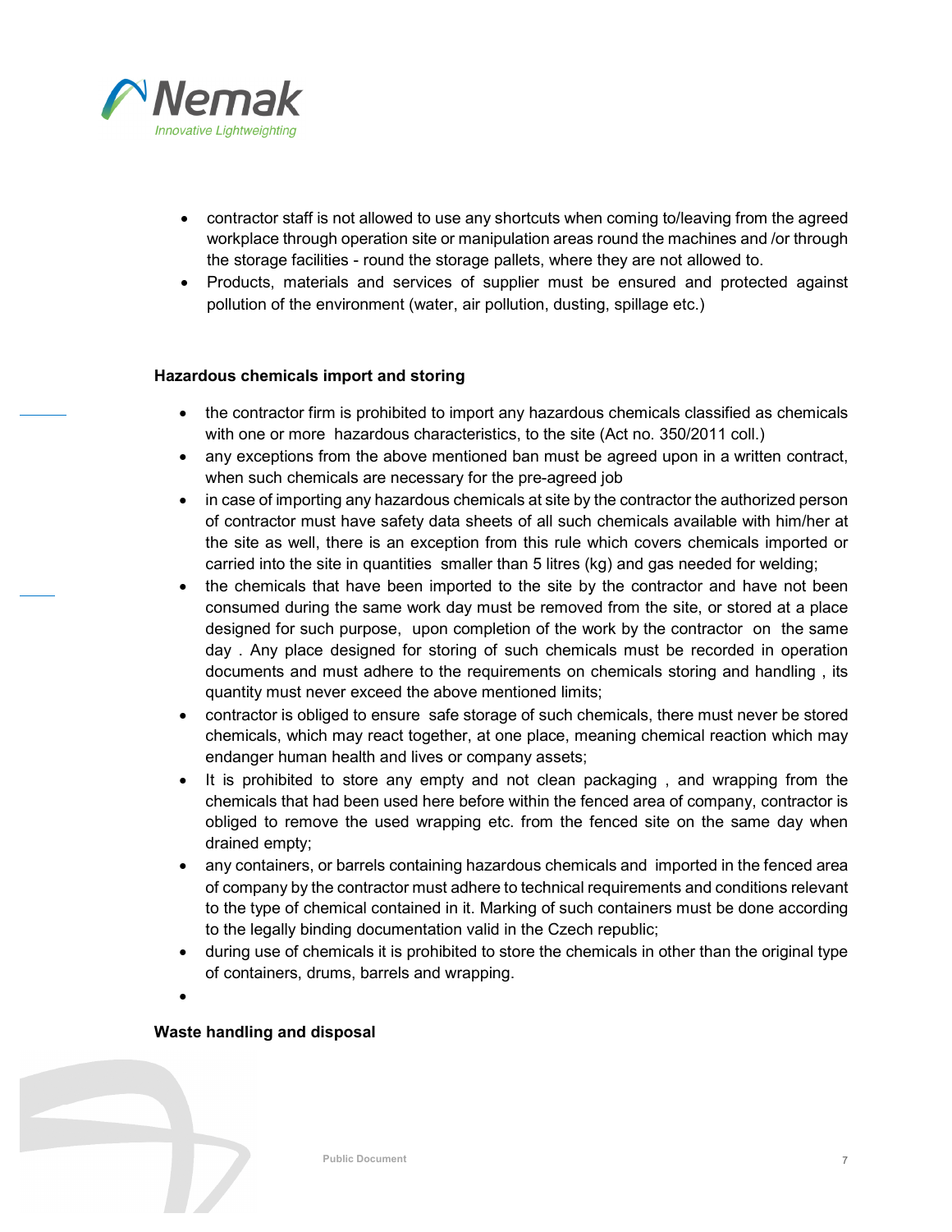- contractor staff is not allowed to use any shortcuts when coming to/leaving from the agreed workplace through operation site or manipulation areas round the machines and /or through the storage facilities - round the storage pallets, where they are not allowed to.
- Products, materials and services of supplier must be ensured and protected against pollution of the environment (water, air pollution, dusting, spillage etc.)

**Hazardous chemicals import and storing**

- the contractor firm is prohibited to import any hazardous chemicals classified as chemicals with one or more hazardous characteristics, to the site (Act no. 350/2011 coll.)
- any exceptions from the above mentioned ban must be agreed upon in a written contract, when such chemicals are necessary for the pre-agreed job
- in case of importing any hazardous chemicals at site by the contractor the authorized person of contractor must have safety data sheets of all such chemicals available with him/her at the site as well, there is an exception from this rule which covers chemicals imported or carried into the site in quantities smaller than 5 litres (kg) and gas needed for welding;
- the chemicals that have been imported to the site by the contractor and have not been consumed during the same work day must be removed from the site, or stored at a place designed for such purpose, upon completion of the work by the contractor on the same day . Any place designed for storing of such chemicals must be recorded in operation documents and must adhere to the requirements on chemicals storing and handling , its quantity must never exceed the above mentioned limits;
- contractor is obliged to ensure safe storage of such chemicals, there must never be stored chemicals, which may react together, at one place, meaning chemical reaction which may endanger human health and lives or company assets;
- It is prohibited to store any empty and not clean packaging , and wrapping from the chemicals that had been used here before within the fenced area of company, contractor is obliged to remove the used wrapping etc. from the fenced site on the same day when drained empty;
- any containers, or barrels containing hazardous chemicals and imported in the fenced area of company by the contractor must adhere to technical requirements and conditions relevant to the type of chemical contained in it. Marking of such containers must be done according to the legally binding documentation valid in the Czech republic;
- during use of chemicals it is prohibited to store the chemicals in other than the original type of containers, drums, barrels and wrapping.

**Waste handling and disposal**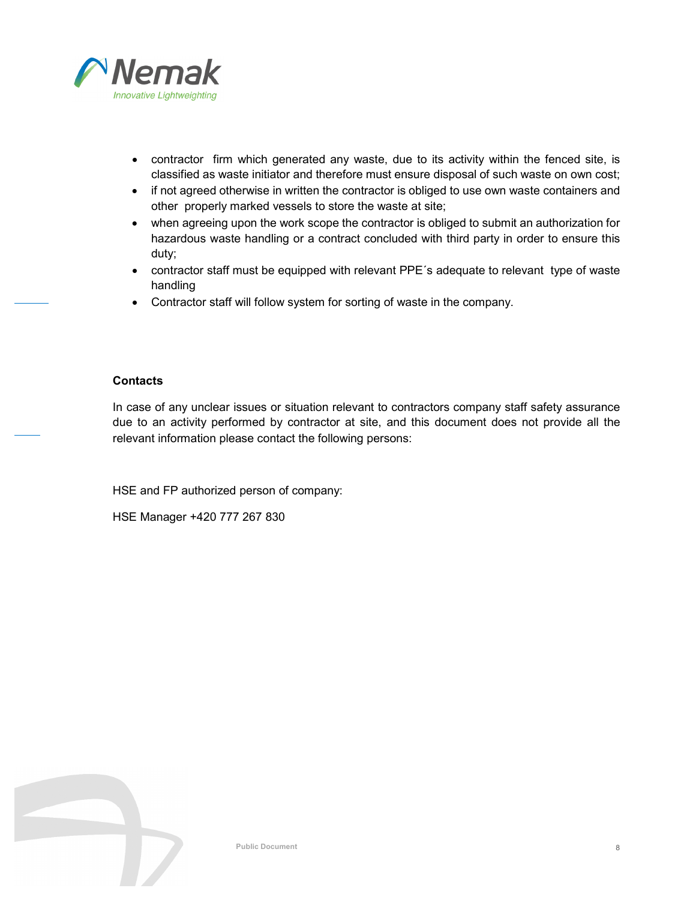- contractor firm which generated any waste, due to its activity within the fenced site, is classified as waste initiator and therefore must ensure disposal of such waste on own cost;
- if not agreed otherwise in written the contractor is obliged to use own waste containers and other properly marked vessels to store the waste at site;
- when agreeing upon the work scope the contractor is obliged to submit an authorization for hazardous waste handling or a contract concluded with third party in order to ensure this duty;
- contractor staff must be equipped with relevant PPE´s adequate to relevant type of waste handling
- Contractor staff will follow system for sorting of waste in the company.

**Contacts**

In case of any unclear issues or situation relevant to contractors company staff safety assurance due to an activity performed by contractor at site, and this document does not provide all the relevant information please contact the following persons:

HSE and FP authorized person of company:

HSE Manager +420 777 267 830